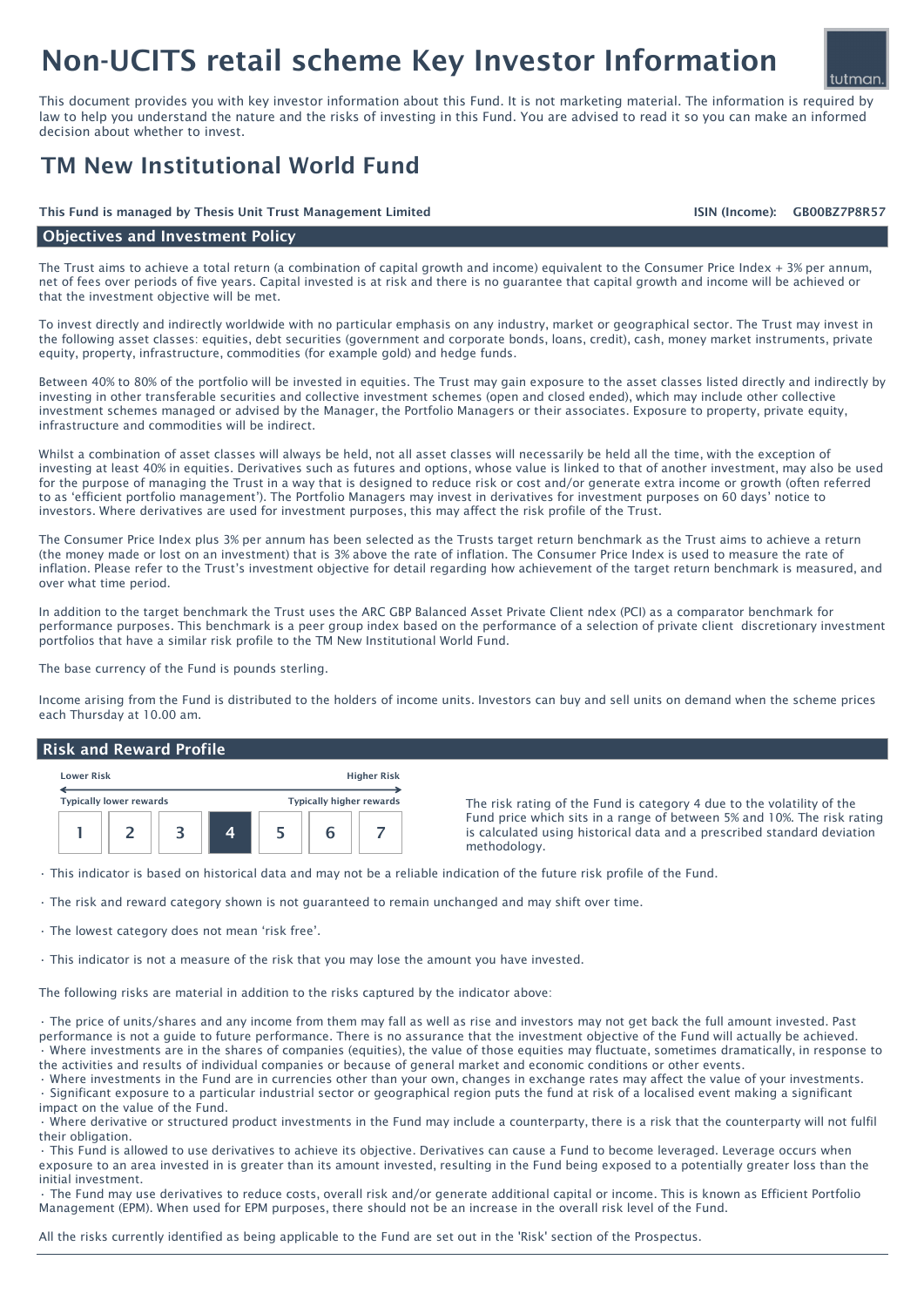# Non-UCITS retail scheme Key Investor Information

This document provides you with key investor information about this Fund. It is not marketing material. The information is required by law to help you understand the nature and the risks of investing in this Fund. You are advised to read it so you can make an informed decision about whether to invest.

# TM New Institutional World Fund

**This Fund is managed by Thesis Unit Trust Management Limited** **ISIN (Income): GB00BZ7P8R57**

## Objectives and Investment Policy

The Trust aims to achieve a total return (a combination of capital growth and income) equivalent to the Consumer Price Index + 3% per annum, net of fees over periods of five years. Capital invested is at risk and there is no guarantee that capital growth and income will be achieved or that the investment objective will be met.

To invest directly and indirectly worldwide with no particular emphasis on any industry, market or geographical sector. The Trust may invest in the following asset classes: equities, debt securities (government and corporate bonds, loans, credit), cash, money market instruments, private equity, property, infrastructure, commodities (for example gold) and hedge funds.

Between 40% to 80% of the portfolio will be invested in equities. The Trust may gain exposure to the asset classes listed directly and indirectly by investing in other transferable securities and collective investment schemes (open and closed ended), which may include other collective investment schemes managed or advised by the Manager, the Portfolio Managers or their associates. Exposure to property, private equity, infrastructure and commodities will be indirect.

Whilst a combination of asset classes will always be held, not all asset classes will necessarily be held all the time, with the exception of investing at least 40% in equities. Derivatives such as futures and options, whose value is linked to that of another investment, may also be used for the purpose of managing the Trust in a way that is designed to reduce risk or cost and/or generate extra income or growth (often referred to as 'efficient portfolio management'). The Portfolio Managers may invest in derivatives for investment purposes on 60 days' notice to investors. Where derivatives are used for investment purposes, this may affect the risk profile of the Trust.

The Consumer Price Index plus 3% per annum has been selected as the Trusts target return benchmark as the Trust aims to achieve a return (the money made or lost on an investment) that is 3% above the rate of inflation. The Consumer Price Index is used to measure the rate of inflation. Please refer to the Trust's investment objective for detail regarding how achievement of the target return benchmark is measured, and over what time period.

In addition to the target benchmark the Trust uses the ARC GBP Balanced Asset Private Client ndex (PCI) as a comparator benchmark for performance purposes. This benchmark is a peer group index based on the performance of a selection of private client discretionary investment portfolios that have a similar risk profile to the TM New Institutional World Fund.

The base currency of the Fund is pounds sterling.

Income arising from the Fund is distributed to the holders of income units. Investors can buy and sell units on demand when the scheme prices each Thursday at 10.00 am.

## Risk and Reward Profile

| Lower Risk | | | | | | Higher Risk |
|---|---|---|---|---|---|---|
| Typically lower rewards | | | | | | Typically higher rewards |
| 1 | 2 | 3 | **4** | 5 | 6 | 7 |

The risk rating of the Fund is category 4 due to the volatility of the Fund price which sits in a range of between 5% and 10%. The risk rating is calculated using historical data and a prescribed standard deviation methodology.

- This indicator is based on historical data and may not be a reliable indication of the future risk profile of the Fund.
- The risk and reward category shown is not guaranteed to remain unchanged and may shift over time.
- The lowest category does not mean 'risk free'.
- This indicator is not a measure of the risk that you may lose the amount you have invested.

The following risks are material in addition to the risks captured by the indicator above:

- The price of units/shares and any income from them may fall as well as rise and investors may not get back the full amount invested. Past performance is not a guide to future performance. There is no assurance that the investment objective of the Fund will actually be achieved.
- Where investments are in the shares of companies (equities), the value of those equities may fluctuate, sometimes dramatically, in response to the activities and results of individual companies or because of general market and economic conditions or other events.
- Where investments in the Fund are in currencies other than your own, changes in exchange rates may affect the value of your investments.
- Significant exposure to a particular industrial sector or geographical region puts the fund at risk of a localised event making a significant impact on the value of the Fund.
- Where derivative or structured product investments in the Fund may include a counterparty, there is a risk that the counterparty will not fulfil their obligation.
- This Fund is allowed to use derivatives to achieve its objective. Derivatives can cause a Fund to become leveraged. Leverage occurs when exposure to an area invested in is greater than its amount invested, resulting in the Fund being exposed to a potentially greater loss than the initial investment.
- The Fund may use derivatives to reduce costs, overall risk and/or generate additional capital or income. This is known as Efficient Portfolio Management (EPM). When used for EPM purposes, there should not be an increase in the overall risk level of the Fund.

All the risks currently identified as being applicable to the Fund are set out in the 'Risk' section of the Prospectus.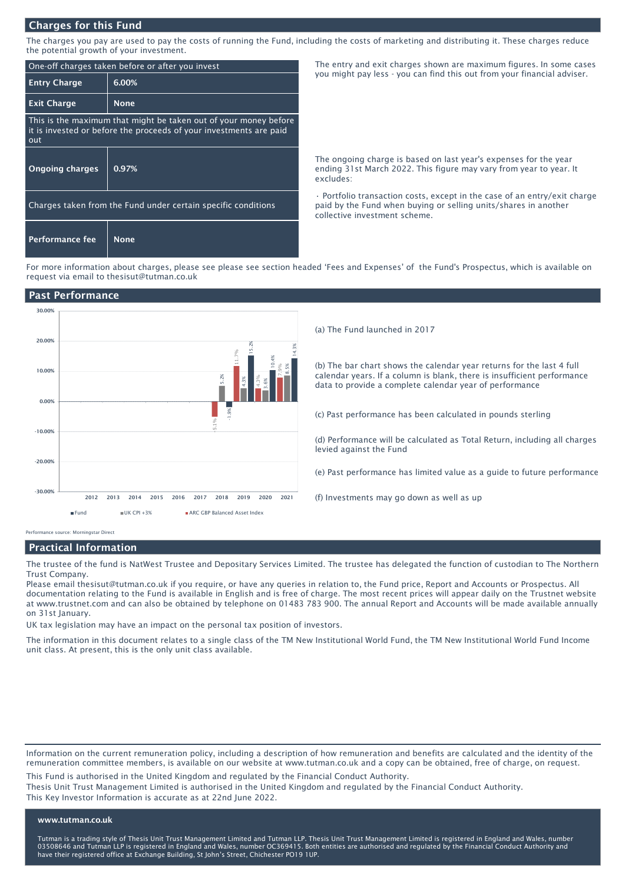## Charges for this Fund

The charges you pay are used to pay the costs of running the Fund, including the costs of marketing and distributing it. These charges reduce the potential growth of your investment.

| One-off charges taken before or after you invest | |
|---|---|
| **Entry Charge** | **6.00%** |
| **Exit Charge** | **None** |
| This is the maximum that might be taken out of your money before it is invested or before the proceeds of your investments are paid out | |
| **Ongoing charges** | **0.97%** |
| Charges taken from the Fund under certain specific conditions | |
| **Performance fee** | **None** |

The entry and exit charges shown are maximum figures. In some cases you might pay less - you can find this out from your financial adviser.

The ongoing charge is based on last year's expenses for the year ending 31st March 2022. This figure may vary from year to year. It excludes:

- Portfolio transaction costs, except in the case of an entry/exit charge paid by the Fund when buying or selling units/shares in another collective investment scheme.

For more information about charges, please see please see section headed 'Fees and Expenses' of the Fund's Prospectus, which is available on request via email to thesisut@tutman.co.uk

## Past Performance

30.00%
20.00%
10.00%
0.00%
-10.00%
-20.00%
-30.00%

2012 2013 2014 2015 2016 2017 2018 2019 2020 2021

-5.1% 5.2% -1.9% 11.7% 4.3% 15.2% 4.3% 3.6% 10.4% 7.9% 8.5% 14.3%

Fund UK CPI +3% ARC GBP Balanced Asset Index

Performance source: Morningstar Direct

(a) The Fund launched in 2017

(b) The bar chart shows the calendar year returns for the last 4 full calendar years. If a column is blank, there is insufficient performance data to provide a complete calendar year of performance

(c) Past performance has been calculated in pounds sterling

(d) Performance will be calculated as Total Return, including all charges levied against the Fund

(e) Past performance has limited value as a guide to future performance

(f) Investments may go down as well as up

## Practical Information

The trustee of the fund is NatWest Trustee and Depositary Services Limited. The trustee has delegated the function of custodian to The Northern Trust Company.

Please email thesisut@tutman.co.uk if you require, or have any queries in relation to, the Fund price, Report and Accounts or Prospectus. All documentation relating to the Fund is available in English and is free of charge. The most recent prices will appear daily on the Trustnet website at www.trustnet.com and can also be obtained by telephone on 01483 783 900. The annual Report and Accounts will be made available annually on 31st January.

UK tax legislation may have an impact on the personal tax position of investors.

The information in this document relates to a single class of the TM New Institutional World Fund, the TM New Institutional World Fund Income unit class. At present, this is the only unit class available.

Information on the current remuneration policy, including a description of how remuneration and benefits are calculated and the identity of the remuneration committee members, is available on our website at www.tutman.co.uk and a copy can be obtained, free of charge, on request.

This Fund is authorised in the United Kingdom and regulated by the Financial Conduct Authority.

Thesis Unit Trust Management Limited is authorised in the United Kingdom and regulated by the Financial Conduct Authority.

This Key Investor Information is accurate as at 22nd June 2022.

**www.tutman.co.uk**

Tutman is a trading style of Thesis Unit Trust Management Limited and Tutman LLP. Thesis Unit Trust Management Limited is registered in England and Wales, number 03508646 and Tutman LLP is registered in England and Wales, number OC369415. Both entities are authorised and regulated by the Financial Conduct Authority and have their registered office at Exchange Building, St John's Street, Chichester PO19 1UP.